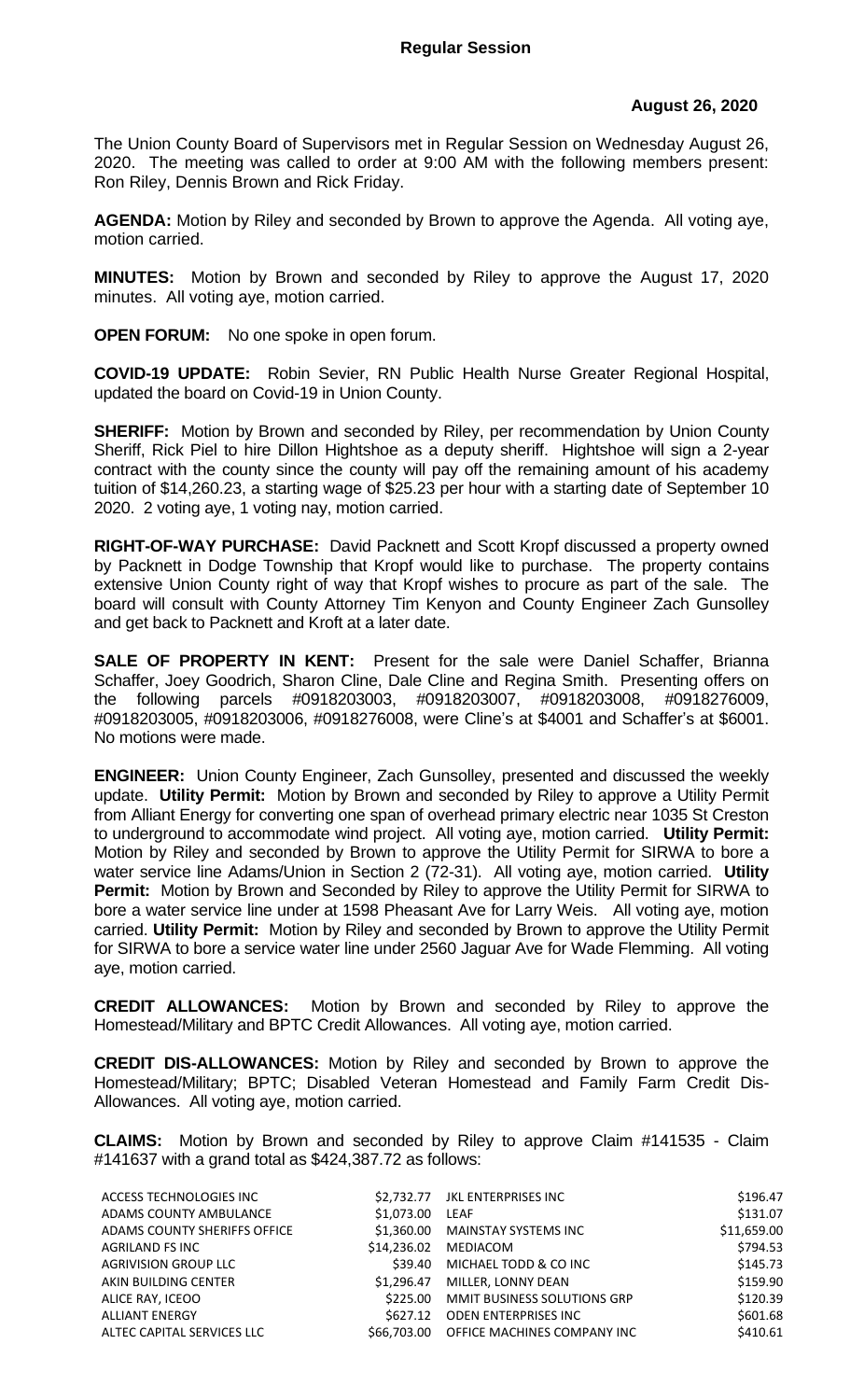## Regular Session

**August 26, 2020**

The Union County Board of Supervisors met in Regular Session on Wednesday August 26, 2020. The meeting was called to order at 9:00 AM with the following members present: Ron Riley, Dennis Brown and Rick Friday.

**AGENDA:** Motion by Riley and seconded by Brown to approve the Agenda. All voting aye, motion carried.

**MINUTES:** Motion by Brown and seconded by Riley to approve the August 17, 2020 minutes. All voting aye, motion carried.

**OPEN FORUM:** No one spoke in open forum.

**COVID-19 UPDATE:** Robin Sevier, RN Public Health Nurse Greater Regional Hospital, updated the board on Covid-19 in Union County.

**SHERIFF:** Motion by Brown and seconded by Riley, per recommendation by Union County Sheriff, Rick Piel to hire Dillon Hightshoe as a deputy sheriff. Hightshoe will sign a 2-year contract with the county since the county will pay off the remaining amount of his academy tuition of $14,260.23, a starting wage of $25.23 per hour with a starting date of September 10 2020. 2 voting aye, 1 voting nay, motion carried.

**RIGHT-OF-WAY PURCHASE:** David Packnett and Scott Kropf discussed a property owned by Packnett in Dodge Township that Kropf would like to purchase. The property contains extensive Union County right of way that Kropf wishes to procure as part of the sale. The board will consult with County Attorney Tim Kenyon and County Engineer Zach Gunsolley and get back to Packnett and Kroft at a later date.

**SALE OF PROPERTY IN KENT:** Present for the sale were Daniel Schaffer, Brianna Schaffer, Joey Goodrich, Sharon Cline, Dale Cline and Regina Smith. Presenting offers on the following parcels #0918203003, #0918203007, #0918203008, #0918276009, #0918203005, #0918203006, #0918276008, were Cline's at $4001 and Schaffer's at $6001. No motions were made.

**ENGINEER:** Union County Engineer, Zach Gunsolley, presented and discussed the weekly update. **Utility Permit:** Motion by Brown and seconded by Riley to approve a Utility Permit from Alliant Energy for converting one span of overhead primary electric near 1035 St Creston to underground to accommodate wind project. All voting aye, motion carried. **Utility Permit:** Motion by Riley and seconded by Brown to approve the Utility Permit for SIRWA to bore a water service line Adams/Union in Section 2 (72-31). All voting aye, motion carried. **Utility Permit:** Motion by Brown and Seconded by Riley to approve the Utility Permit for SIRWA to bore a water service line under at 1598 Pheasant Ave for Larry Weis. All voting aye, motion carried. **Utility Permit:** Motion by Riley and seconded by Brown to approve the Utility Permit for SIRWA to bore a service water line under 2560 Jaguar Ave for Wade Flemming. All voting aye, motion carried.

**CREDIT ALLOWANCES:** Motion by Brown and seconded by Riley to approve the Homestead/Military and BPTC Credit Allowances. All voting aye, motion carried.

**CREDIT DIS-ALLOWANCES:** Motion by Riley and seconded by Brown to approve the Homestead/Military; BPTC; Disabled Veteran Homestead and Family Farm Credit Dis-Allowances. All voting aye, motion carried.

**CLAIMS:** Motion by Brown and seconded by Riley to approve Claim #141535 - Claim #141637 with a grand total as $424,387.72 as follows:

| Vendor | Amount | Vendor | Amount |
|---|---|---|---|
| ACCESS TECHNOLOGIES INC | $2,732.77 | JKL ENTERPRISES INC | $196.47 |
| ADAMS COUNTY AMBULANCE | $1,073.00 | LEAF | $131.07 |
| ADAMS COUNTY SHERIFFS OFFICE | $1,360.00 | MAINSTAY SYSTEMS INC | $11,659.00 |
| AGRILAND FS INC | $14,236.02 | MEDIACOM | $794.53 |
| AGRIVISION GROUP LLC | $39.40 | MICHAEL TODD & CO INC | $145.73 |
| AKIN BUILDING CENTER | $1,296.47 | MILLER, LONNY DEAN | $159.90 |
| ALICE RAY, ICEOO | $225.00 | MMIT BUSINESS SOLUTIONS GRP | $120.39 |
| ALLIANT ENERGY | $627.12 | ODEN ENTERPRISES INC | $601.68 |
| ALTEC CAPITAL SERVICES LLC | $66,703.00 | OFFICE MACHINES COMPANY INC | $410.61 |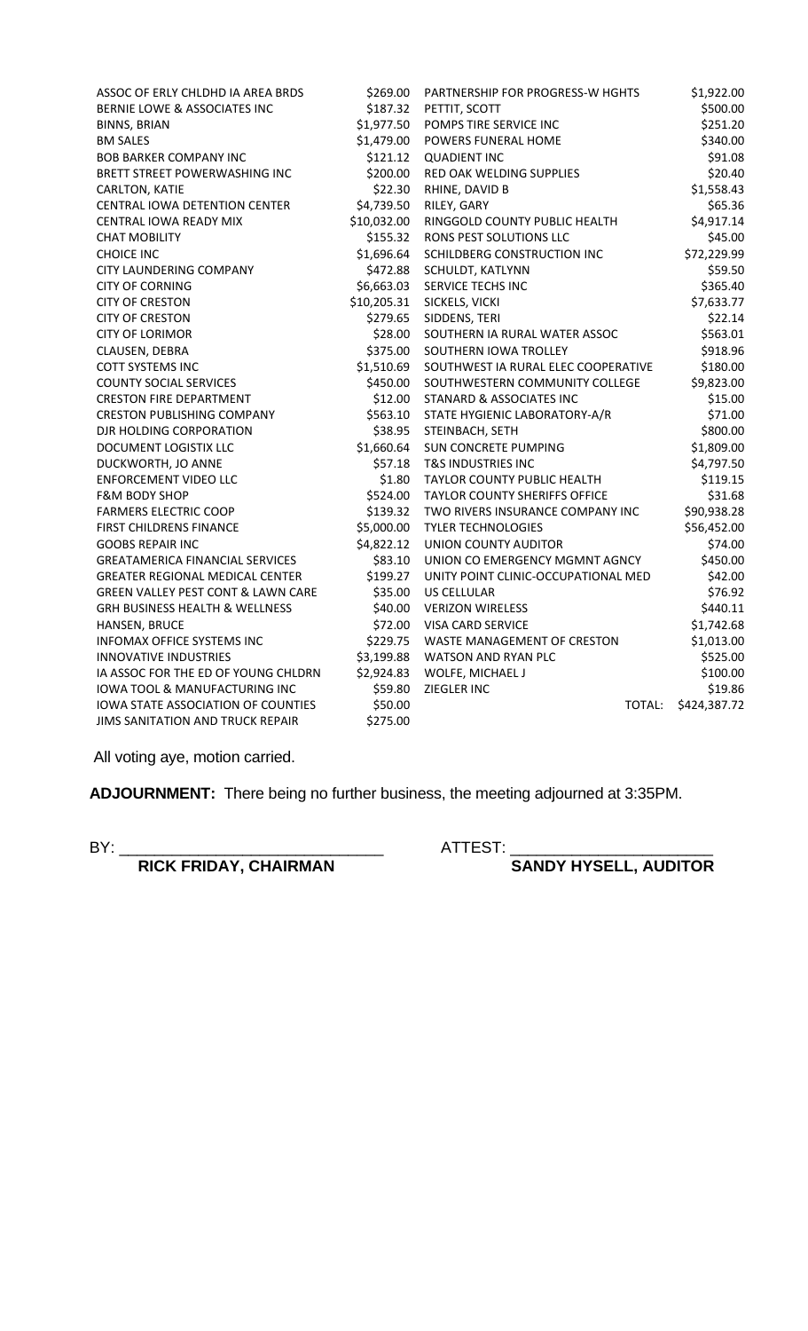| | | | |
|---|---|---|---|
| ASSOC OF ERLY CHLDHD IA AREA BRDS | $269.00 | PARTNERSHIP FOR PROGRESS-W HGHTS | $1,922.00 |
| BERNIE LOWE & ASSOCIATES INC | $187.32 | PETTIT, SCOTT | $500.00 |
| BINNS, BRIAN | $1,977.50 | POMPS TIRE SERVICE INC | $251.20 |
| BM SALES | $1,479.00 | POWERS FUNERAL HOME | $340.00 |
| BOB BARKER COMPANY INC | $121.12 | QUADIENT INC | $91.08 |
| BRETT STREET POWERWASHING INC | $200.00 | RED OAK WELDING SUPPLIES | $20.40 |
| CARLTON, KATIE | $22.30 | RHINE, DAVID B | $1,558.43 |
| CENTRAL IOWA DETENTION CENTER | $4,739.50 | RILEY, GARY | $65.36 |
| CENTRAL IOWA READY MIX | $10,032.00 | RINGGOLD COUNTY PUBLIC HEALTH | $4,917.14 |
| CHAT MOBILITY | $155.32 | RONS PEST SOLUTIONS LLC | $45.00 |
| CHOICE INC | $1,696.64 | SCHILDBERG CONSTRUCTION INC | $72,229.99 |
| CITY LAUNDERING COMPANY | $472.88 | SCHULDT, KATLYNN | $59.50 |
| CITY OF CORNING | $6,663.03 | SERVICE TECHS INC | $365.40 |
| CITY OF CRESTON | $10,205.31 | SICKELS, VICKI | $7,633.77 |
| CITY OF CRESTON | $279.65 | SIDDENS, TERI | $22.14 |
| CITY OF LORIMOR | $28.00 | SOUTHERN IA RURAL WATER ASSOC | $563.01 |
| CLAUSEN, DEBRA | $375.00 | SOUTHERN IOWA TROLLEY | $918.96 |
| COTT SYSTEMS INC | $1,510.69 | SOUTHWEST IA RURAL ELEC COOPERATIVE | $180.00 |
| COUNTY SOCIAL SERVICES | $450.00 | SOUTHWESTERN COMMUNITY COLLEGE | $9,823.00 |
| CRESTON FIRE DEPARTMENT | $12.00 | STANARD & ASSOCIATES INC | $15.00 |
| CRESTON PUBLISHING COMPANY | $563.10 | STATE HYGIENIC LABORATORY-A/R | $71.00 |
| DJR HOLDING CORPORATION | $38.95 | STEINBACH, SETH | $800.00 |
| DOCUMENT LOGISTIX LLC | $1,660.64 | SUN CONCRETE PUMPING | $1,809.00 |
| DUCKWORTH, JO ANNE | $57.18 | T&S INDUSTRIES INC | $4,797.50 |
| ENFORCEMENT VIDEO LLC | $1.80 | TAYLOR COUNTY PUBLIC HEALTH | $119.15 |
| F&M BODY SHOP | $524.00 | TAYLOR COUNTY SHERIFFS OFFICE | $31.68 |
| FARMERS ELECTRIC COOP | $139.32 | TWO RIVERS INSURANCE COMPANY INC | $90,938.28 |
| FIRST CHILDRENS FINANCE | $5,000.00 | TYLER TECHNOLOGIES | $56,452.00 |
| GOOBS REPAIR INC | $4,822.12 | UNION COUNTY AUDITOR | $74.00 |
| GREATAMERICA FINANCIAL SERVICES | $83.10 | UNION CO EMERGENCY MGMNT AGNCY | $450.00 |
| GREATER REGIONAL MEDICAL CENTER | $199.27 | UNITY POINT CLINIC-OCCUPATIONAL MED | $42.00 |
| GREEN VALLEY PEST CONT & LAWN CARE | $35.00 | US CELLULAR | $76.92 |
| GRH BUSINESS HEALTH & WELLNESS | $40.00 | VERIZON WIRELESS | $440.11 |
| HANSEN, BRUCE | $72.00 | VISA CARD SERVICE | $1,742.68 |
| INFOMAX OFFICE SYSTEMS INC | $229.75 | WASTE MANAGEMENT OF CRESTON | $1,013.00 |
| INNOVATIVE INDUSTRIES | $3,199.88 | WATSON AND RYAN PLC | $525.00 |
| IA ASSOC FOR THE ED OF YOUNG CHLDRN | $2,924.83 | WOLFE, MICHAEL J | $100.00 |
| IOWA TOOL & MANUFACTURING INC | $59.80 | ZIEGLER INC | $19.86 |
| IOWA STATE ASSOCIATION OF COUNTIES | $50.00 | TOTAL: | $424,387.72 |
| JIMS SANITATION AND TRUCK REPAIR | $275.00 | | |

All voting aye, motion carried.

**ADJOURNMENT:** There being no further business, the meeting adjourned at 3:35PM.

BY: ______________________________ ATTEST: ______________________

**RICK FRIDAY, CHAIRMAN** **SANDY HYSELL, AUDITOR**